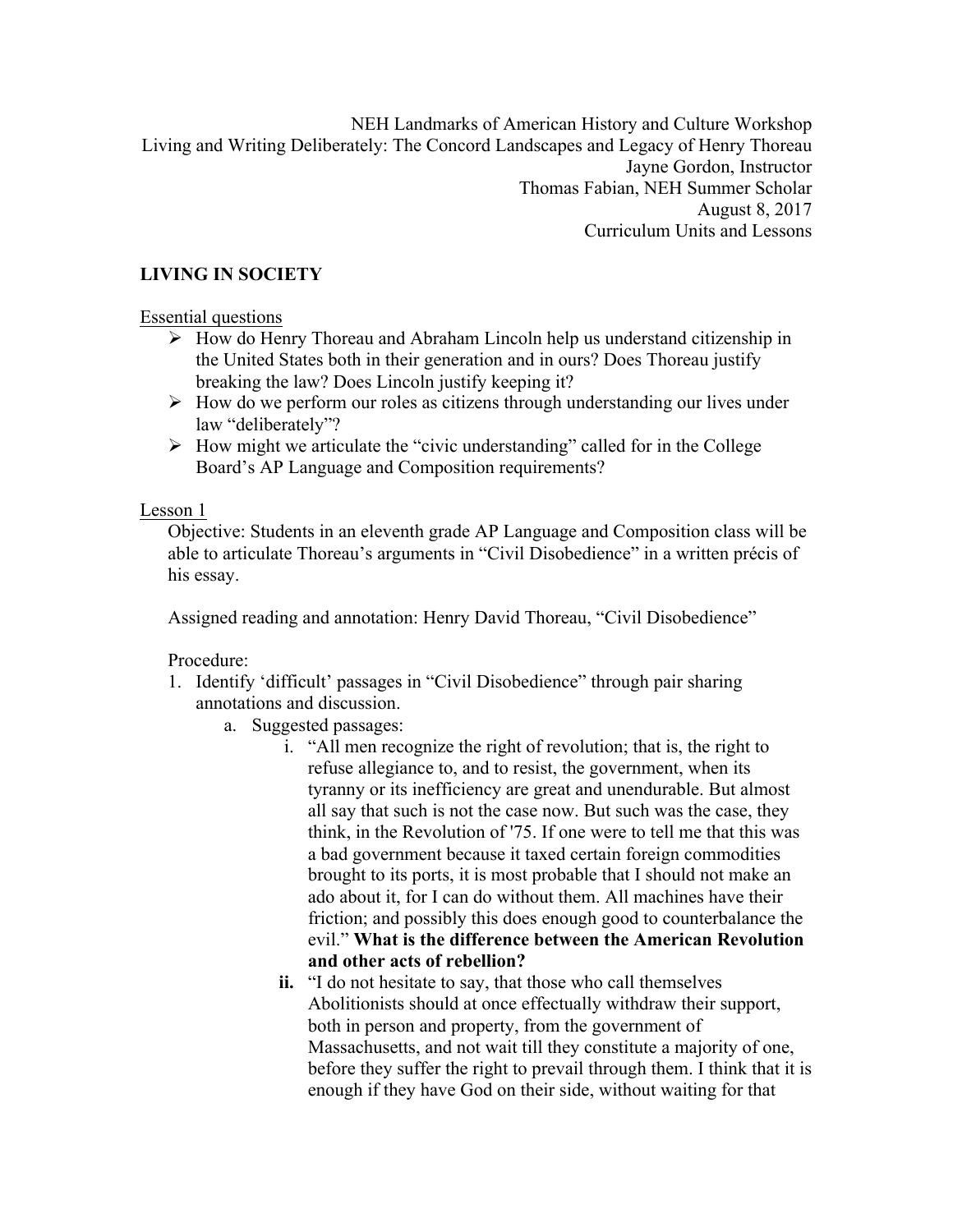NEH Landmarks of American History and Culture Workshop
Living and Writing Deliberately: The Concord Landscapes and Legacy of Henry Thoreau
Jayne Gordon, Instructor
Thomas Fabian, NEH Summer Scholar
August 8, 2017
Curriculum Units and Lessons

**LIVING IN SOCIETY**

<u>Essential questions</u>

- How do Henry Thoreau and Abraham Lincoln help us understand citizenship in the United States both in their generation and in ours? Does Thoreau justify breaking the law? Does Lincoln justify keeping it?
- How do we perform our roles as citizens through understanding our lives under law "deliberately"?
- How might we articulate the "civic understanding" called for in the College Board's AP Language and Composition requirements?

<u>Lesson 1</u>

Objective: Students in an eleventh grade AP Language and Composition class will be able to articulate Thoreau's arguments in "Civil Disobedience" in a written précis of his essay.

Assigned reading and annotation: Henry David Thoreau, "Civil Disobedience"

Procedure:

1. Identify 'difficult' passages in "Civil Disobedience" through pair sharing annotations and discussion.
   a. Suggested passages:
      i. "All men recognize the right of revolution; that is, the right to refuse allegiance to, and to resist, the government, when its tyranny or its inefficiency are great and unendurable. But almost all say that such is not the case now. But such was the case, they think, in the Revolution of '75. If one were to tell me that this was a bad government because it taxed certain foreign commodities brought to its ports, it is most probable that I should not make an ado about it, for I can do without them. All machines have their friction; and possibly this does enough good to counterbalance the evil." **What is the difference between the American Revolution and other acts of rebellion?**
      **ii.** "I do not hesitate to say, that those who call themselves Abolitionists should at once effectually withdraw their support, both in person and property, from the government of Massachusetts, and not wait till they constitute a majority of one, before they suffer the right to prevail through them. I think that it is enough if they have God on their side, without waiting for that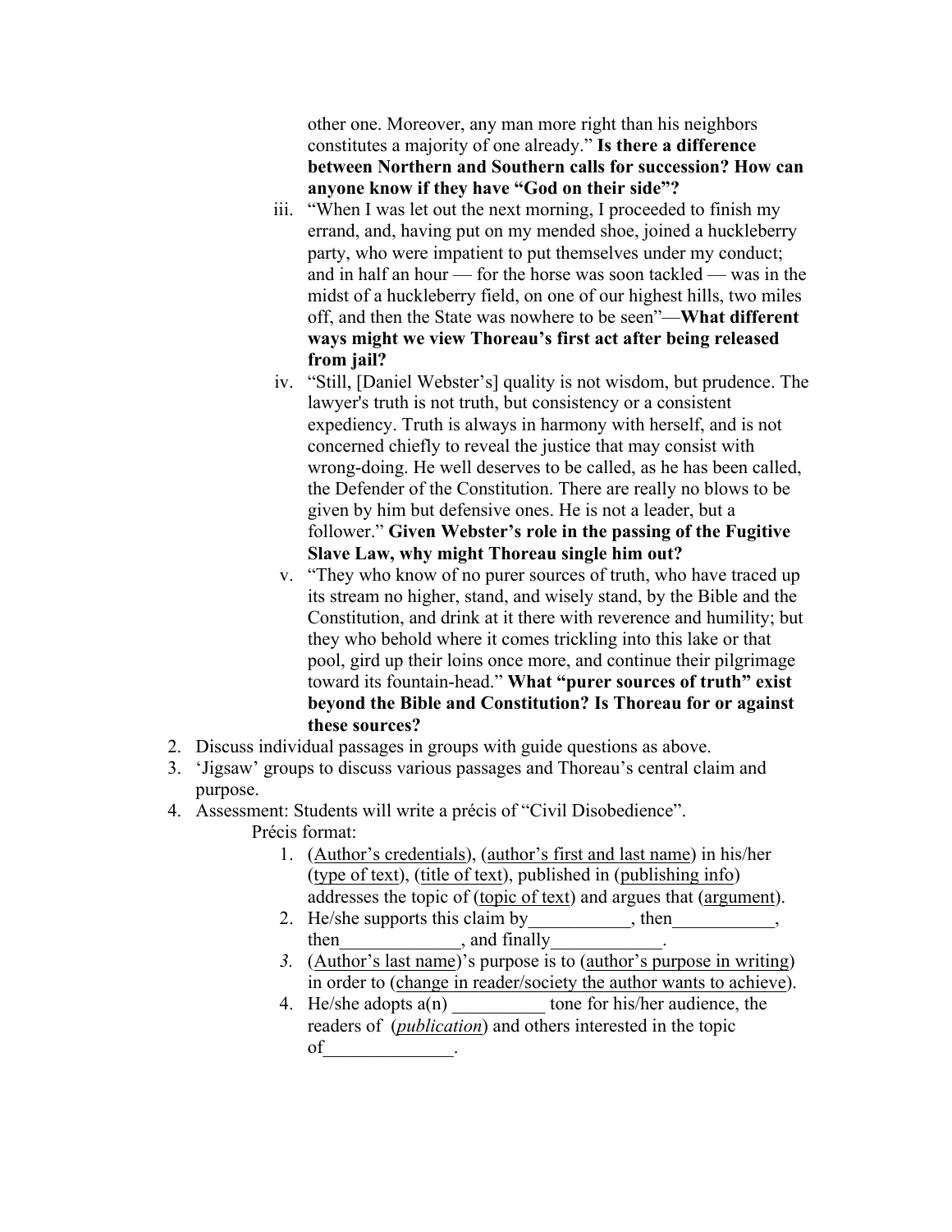other one. Moreover, any man more right than his neighbors constitutes a majority of one already." **Is there a difference between Northern and Southern calls for succession? How can anyone know if they have "God on their side"?**

   iii. "When I was let out the next morning, I proceeded to finish my errand, and, having put on my mended shoe, joined a huckleberry party, who were impatient to put themselves under my conduct; and in half an hour — for the horse was soon tackled — was in the midst of a huckleberry field, on one of our highest hills, two miles off, and then the State was nowhere to be seen"—**What different ways might we view Thoreau's first act after being released from jail?**

   iv. "Still, [Daniel Webster's] quality is not wisdom, but prudence. The lawyer's truth is not truth, but consistency or a consistent expediency. Truth is always in harmony with herself, and is not concerned chiefly to reveal the justice that may consist with wrong-doing. He well deserves to be called, as he has been called, the Defender of the Constitution. There are really no blows to be given by him but defensive ones. He is not a leader, but a follower." **Given Webster's role in the passing of the Fugitive Slave Law, why might Thoreau single him out?**

   v. "They who know of no purer sources of truth, who have traced up its stream no higher, stand, and wisely stand, by the Bible and the Constitution, and drink at it there with reverence and humility; but they who behold where it comes trickling into this lake or that pool, gird up their loins once more, and continue their pilgrimage toward its fountain-head." **What "purer sources of truth" exist beyond the Bible and Constitution? Is Thoreau for or against these sources?**

2. Discuss individual passages in groups with guide questions as above.
3. 'Jigsaw' groups to discuss various passages and Thoreau's central claim and purpose.
4. Assessment: Students will write a précis of "Civil Disobedience".

   Précis format:

   1. (<u>Author's credentials</u>), (<u>author's first and last name</u>) in his/her (<u>type of text</u>), (<u>title of text</u>), published in (<u>publishing info</u>) addresses the topic of (<u>topic of text</u>) and argues that (<u>argument</u>).
   2. He/she supports this claim by___________, then___________, then_____________, and finally____________.
   3. (<u>Author's last name</u>)'s purpose is to (<u>author's purpose in writing</u>) in order to (<u>change in reader/society the author wants to achieve</u>).
   4. He/she adopts a(n) __________ tone for his/her audience, the readers of (*<u>publication</u>*) and others interested in the topic of______________.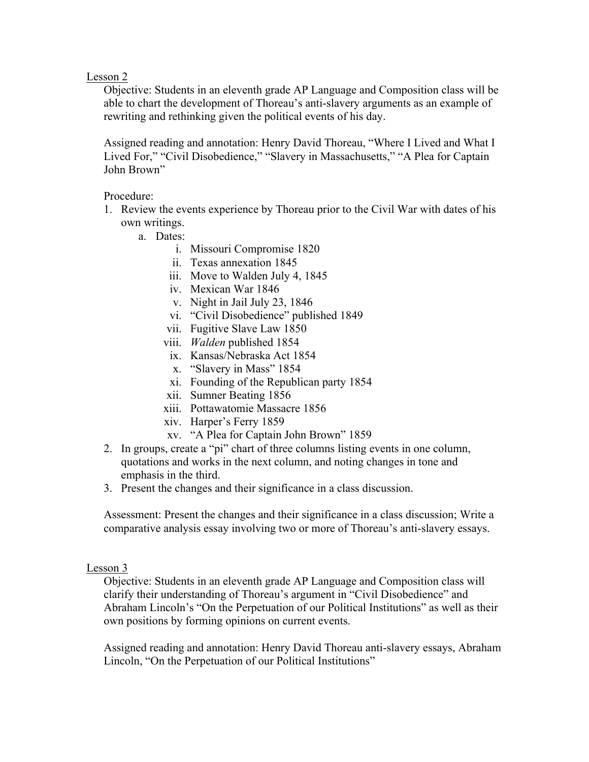## Lesson 2

Objective: Students in an eleventh grade AP Language and Composition class will be able to chart the development of Thoreau's anti-slavery arguments as an example of rewriting and rethinking given the political events of his day.

Assigned reading and annotation: Henry David Thoreau, "Where I Lived and What I Lived For," "Civil Disobedience," "Slavery in Massachusetts," "A Plea for Captain John Brown"

Procedure:

1. Review the events experience by Thoreau prior to the Civil War with dates of his own writings.
   a. Dates:
      i. Missouri Compromise 1820
      ii. Texas annexation 1845
      iii. Move to Walden July 4, 1845
      iv. Mexican War 1846
      v. Night in Jail July 23, 1846
      vi. "Civil Disobedience" published 1849
      vii. Fugitive Slave Law 1850
      viii. *Walden* published 1854
      ix. Kansas/Nebraska Act 1854
      x. "Slavery in Mass" 1854
      xi. Founding of the Republican party 1854
      xii. Sumner Beating 1856
      xiii. Pottawatomie Massacre 1856
      xiv. Harper's Ferry 1859
      xv. "A Plea for Captain John Brown" 1859
2. In groups, create a "pi" chart of three columns listing events in one column, quotations and works in the next column, and noting changes in tone and emphasis in the third.
3. Present the changes and their significance in a class discussion.

Assessment: Present the changes and their significance in a class discussion; Write a comparative analysis essay involving two or more of Thoreau's anti-slavery essays.

## Lesson 3

Objective: Students in an eleventh grade AP Language and Composition class will clarify their understanding of Thoreau's argument in "Civil Disobedience" and Abraham Lincoln's "On the Perpetuation of our Political Institutions" as well as their own positions by forming opinions on current events.

Assigned reading and annotation: Henry David Thoreau anti-slavery essays, Abraham Lincoln, "On the Perpetuation of our Political Institutions"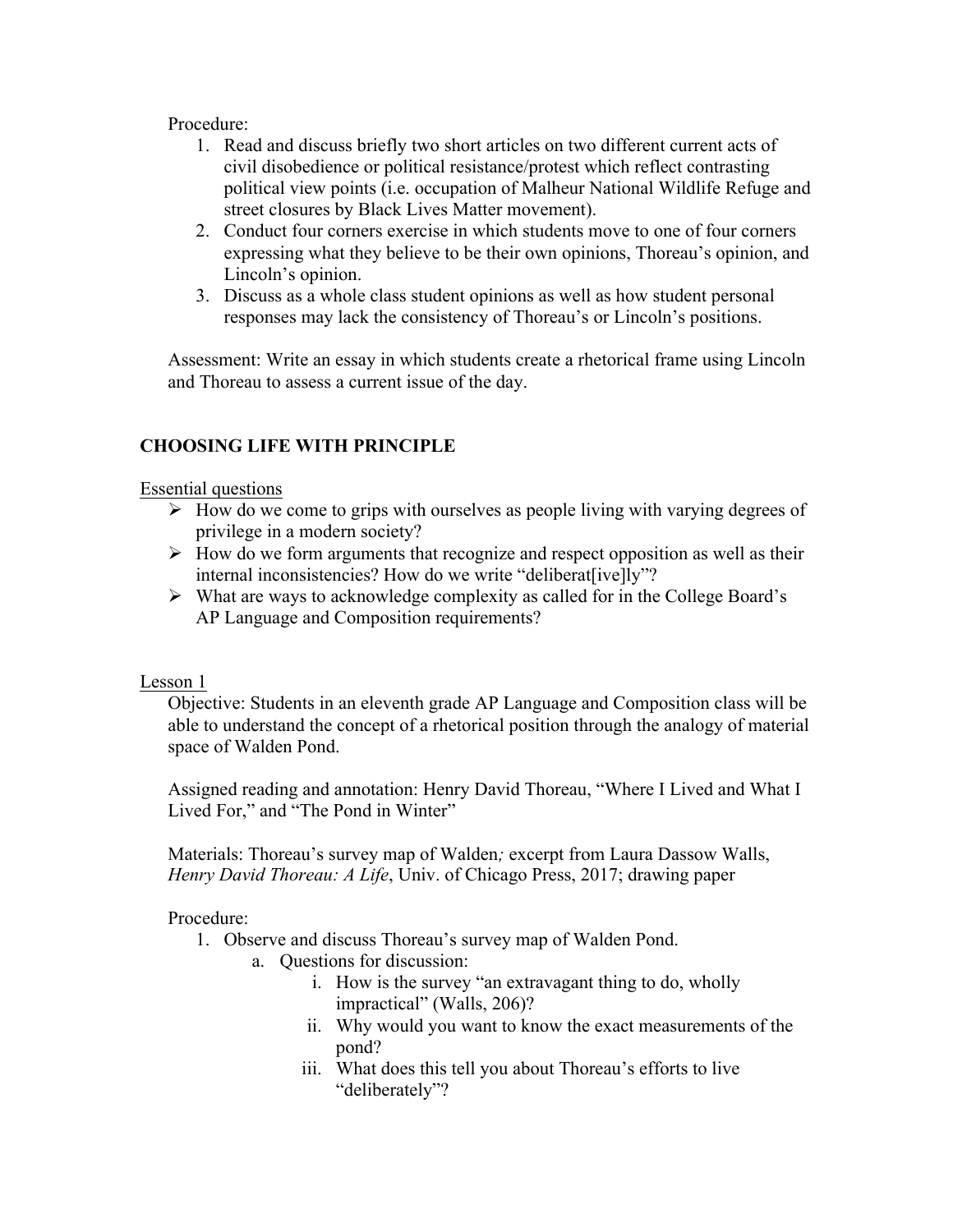Procedure:

1. Read and discuss briefly two short articles on two different current acts of civil disobedience or political resistance/protest which reflect contrasting political view points (i.e. occupation of Malheur National Wildlife Refuge and street closures by Black Lives Matter movement).
2. Conduct four corners exercise in which students move to one of four corners expressing what they believe to be their own opinions, Thoreau's opinion, and Lincoln's opinion.
3. Discuss as a whole class student opinions as well as how student personal responses may lack the consistency of Thoreau's or Lincoln's positions.

Assessment: Write an essay in which students create a rhetorical frame using Lincoln and Thoreau to assess a current issue of the day.

## CHOOSING LIFE WITH PRINCIPLE

Essential questions

- How do we come to grips with ourselves as people living with varying degrees of privilege in a modern society?
- How do we form arguments that recognize and respect opposition as well as their internal inconsistencies? How do we write "deliberat[ive]ly"?
- What are ways to acknowledge complexity as called for in the College Board's AP Language and Composition requirements?

Lesson 1

Objective: Students in an eleventh grade AP Language and Composition class will be able to understand the concept of a rhetorical position through the analogy of material space of Walden Pond.

Assigned reading and annotation: Henry David Thoreau, "Where I Lived and What I Lived For," and "The Pond in Winter"

Materials: Thoreau's survey map of Walden; excerpt from Laura Dassow Walls, *Henry David Thoreau: A Life*, Univ. of Chicago Press, 2017; drawing paper

Procedure:

1. Observe and discuss Thoreau's survey map of Walden Pond.
   a. Questions for discussion:
      i. How is the survey "an extravagant thing to do, wholly impractical" (Walls, 206)?
      ii. Why would you want to know the exact measurements of the pond?
      iii. What does this tell you about Thoreau's efforts to live "deliberately"?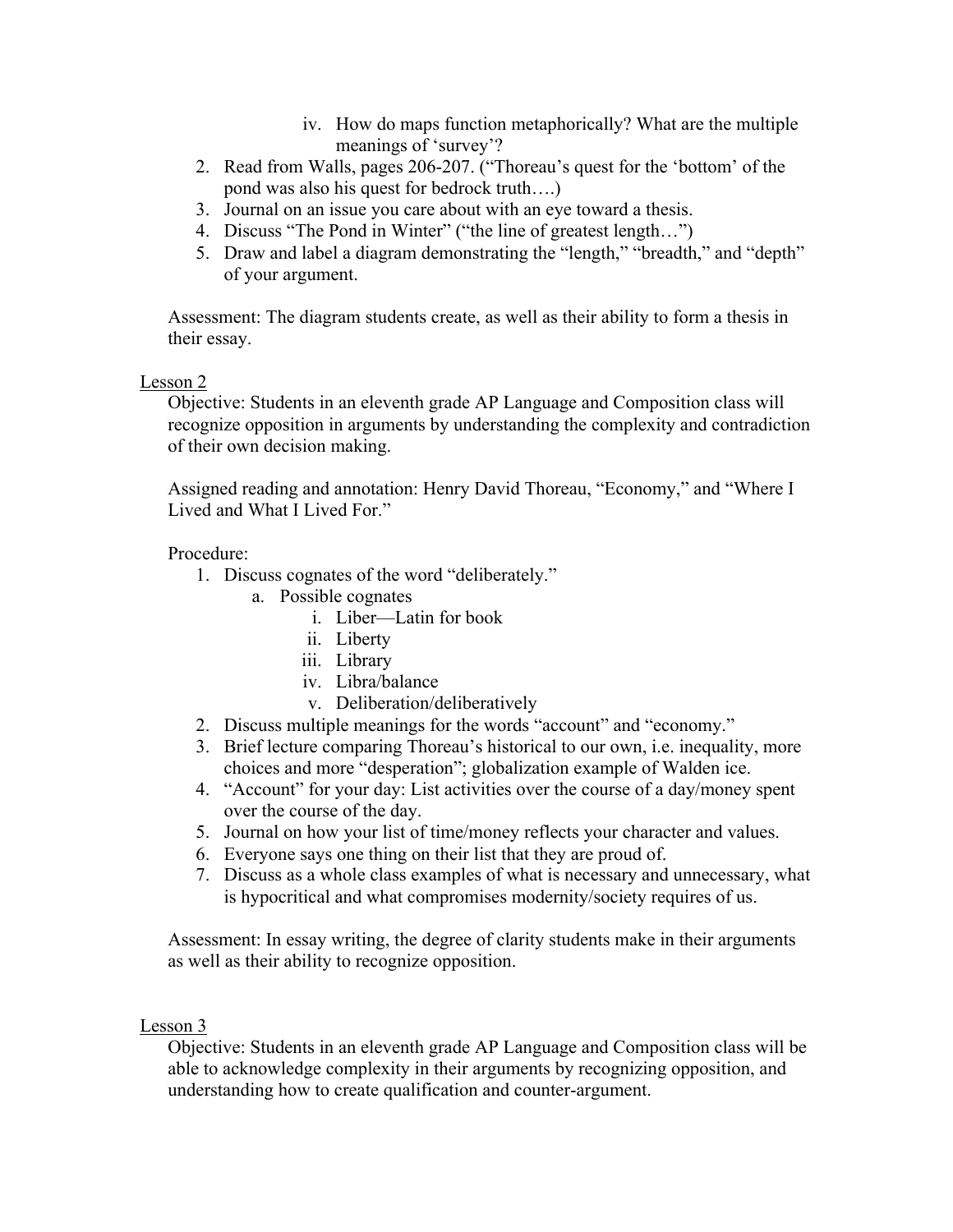iv. How do maps function metaphorically? What are the multiple meanings of 'survey'?

2. Read from Walls, pages 206-207. ("Thoreau's quest for the 'bottom' of the pond was also his quest for bedrock truth….)
3. Journal on an issue you care about with an eye toward a thesis.
4. Discuss "The Pond in Winter" ("the line of greatest length…")
5. Draw and label a diagram demonstrating the "length," "breadth," and "depth" of your argument.

Assessment: The diagram students create, as well as their ability to form a thesis in their essay.

<u>Lesson 2</u>

Objective: Students in an eleventh grade AP Language and Composition class will recognize opposition in arguments by understanding the complexity and contradiction of their own decision making.

Assigned reading and annotation: Henry David Thoreau, "Economy," and "Where I Lived and What I Lived For."

Procedure:

1. Discuss cognates of the word "deliberately."
   a. Possible cognates
      i. Liber—Latin for book
      ii. Liberty
      iii. Library
      iv. Libra/balance
      v. Deliberation/deliberatively
2. Discuss multiple meanings for the words "account" and "economy."
3. Brief lecture comparing Thoreau's historical to our own, i.e. inequality, more choices and more "desperation"; globalization example of Walden ice.
4. "Account" for your day: List activities over the course of a day/money spent over the course of the day.
5. Journal on how your list of time/money reflects your character and values.
6. Everyone says one thing on their list that they are proud of.
7. Discuss as a whole class examples of what is necessary and unnecessary, what is hypocritical and what compromises modernity/society requires of us.

Assessment: In essay writing, the degree of clarity students make in their arguments as well as their ability to recognize opposition.

<u>Lesson 3</u>

Objective: Students in an eleventh grade AP Language and Composition class will be able to acknowledge complexity in their arguments by recognizing opposition, and understanding how to create qualification and counter-argument.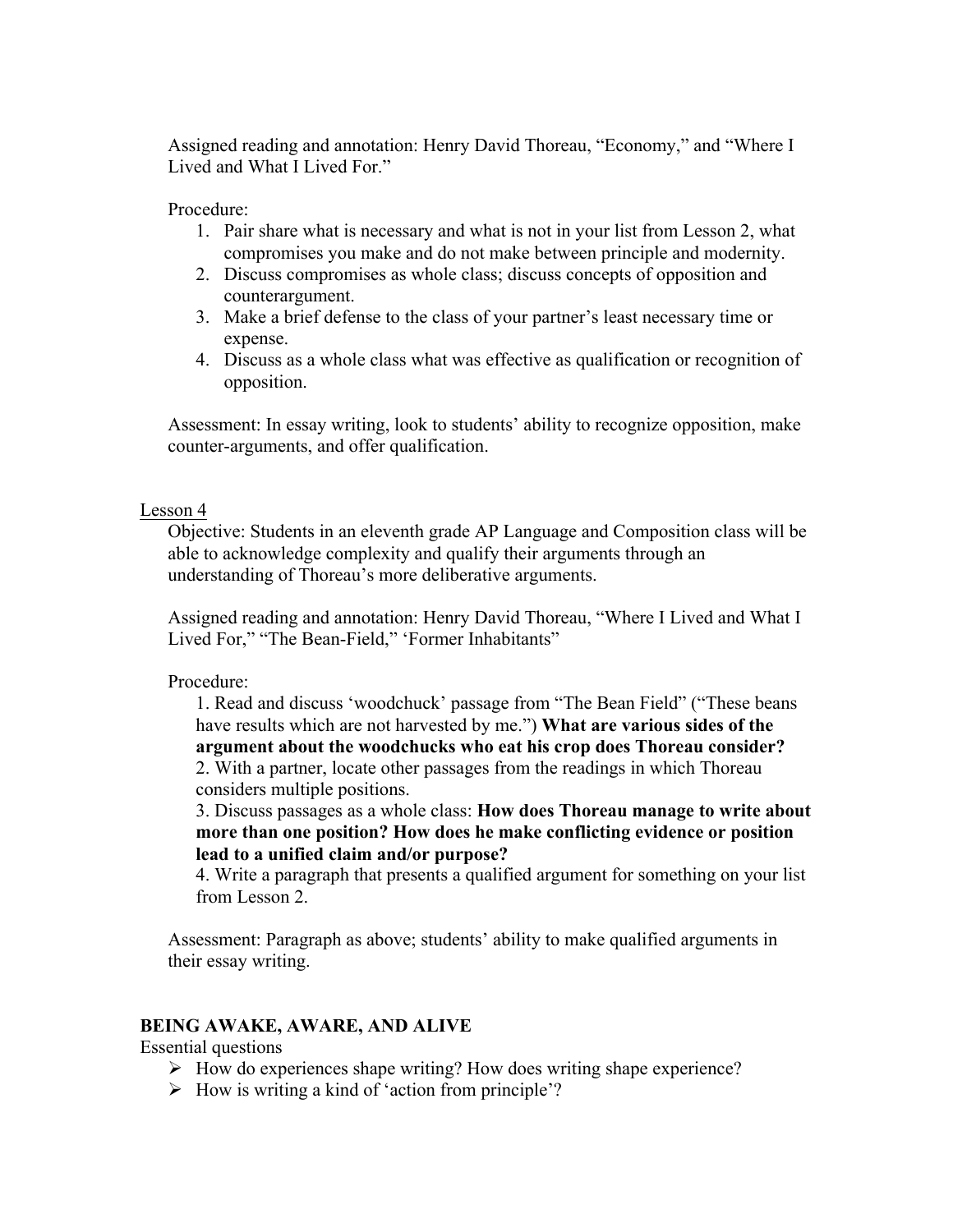Assigned reading and annotation: Henry David Thoreau, "Economy," and "Where I Lived and What I Lived For."

Procedure:

1. Pair share what is necessary and what is not in your list from Lesson 2, what compromises you make and do not make between principle and modernity.
2. Discuss compromises as whole class; discuss concepts of opposition and counterargument.
3. Make a brief defense to the class of your partner's least necessary time or expense.
4. Discuss as a whole class what was effective as qualification or recognition of opposition.

Assessment: In essay writing, look to students' ability to recognize opposition, make counter-arguments, and offer qualification.

<u>Lesson 4</u>

Objective: Students in an eleventh grade AP Language and Composition class will be able to acknowledge complexity and qualify their arguments through an understanding of Thoreau's more deliberative arguments.

Assigned reading and annotation: Henry David Thoreau, "Where I Lived and What I Lived For," "The Bean-Field," 'Former Inhabitants"

Procedure:

1. Read and discuss 'woodchuck' passage from "The Bean Field" ("These beans have results which are not harvested by me.") **What are various sides of the argument about the woodchucks who eat his crop does Thoreau consider?**
2. With a partner, locate other passages from the readings in which Thoreau considers multiple positions.
3. Discuss passages as a whole class: **How does Thoreau manage to write about more than one position? How does he make conflicting evidence or position lead to a unified claim and/or purpose?**
4. Write a paragraph that presents a qualified argument for something on your list from Lesson 2.

Assessment: Paragraph as above; students' ability to make qualified arguments in their essay writing.

## BEING AWAKE, AWARE, AND ALIVE

Essential questions

- How do experiences shape writing? How does writing shape experience?
- How is writing a kind of 'action from principle'?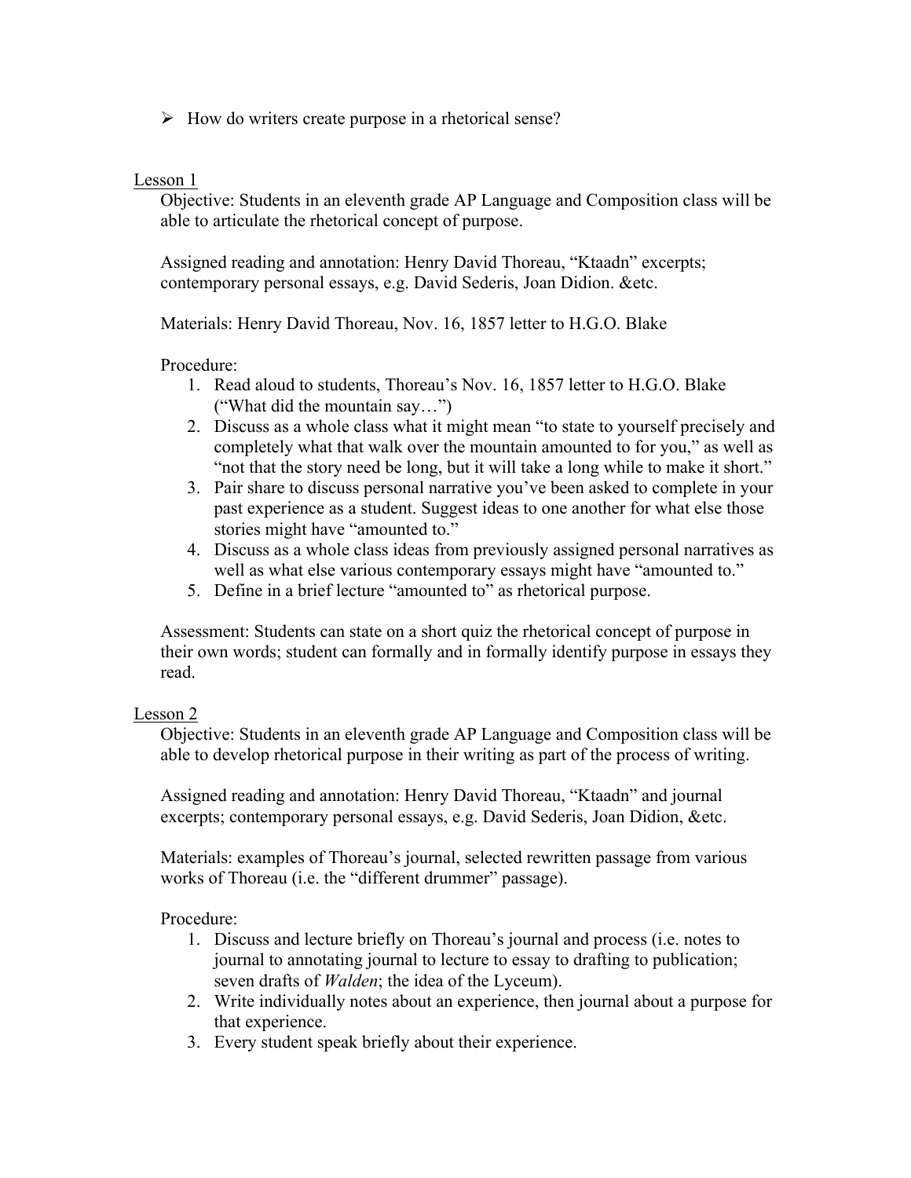- ➢ How do writers create purpose in a rhetorical sense?

Lesson 1

Objective: Students in an eleventh grade AP Language and Composition class will be able to articulate the rhetorical concept of purpose.

Assigned reading and annotation: Henry David Thoreau, "Ktaadn" excerpts; contemporary personal essays, e.g. David Sederis, Joan Didion. &etc.

Materials: Henry David Thoreau, Nov. 16, 1857 letter to H.G.O. Blake

Procedure:

1. Read aloud to students, Thoreau's Nov. 16, 1857 letter to H.G.O. Blake ("What did the mountain say…")
2. Discuss as a whole class what it might mean "to state to yourself precisely and completely what that walk over the mountain amounted to for you," as well as "not that the story need be long, but it will take a long while to make it short."
3. Pair share to discuss personal narrative you've been asked to complete in your past experience as a student. Suggest ideas to one another for what else those stories might have "amounted to."
4. Discuss as a whole class ideas from previously assigned personal narratives as well as what else various contemporary essays might have "amounted to."
5. Define in a brief lecture "amounted to" as rhetorical purpose.

Assessment: Students can state on a short quiz the rhetorical concept of purpose in their own words; student can formally and in formally identify purpose in essays they read.

Lesson 2

Objective: Students in an eleventh grade AP Language and Composition class will be able to develop rhetorical purpose in their writing as part of the process of writing.

Assigned reading and annotation: Henry David Thoreau, "Ktaadn" and journal excerpts; contemporary personal essays, e.g. David Sederis, Joan Didion, &etc.

Materials: examples of Thoreau's journal, selected rewritten passage from various works of Thoreau (i.e. the "different drummer" passage).

Procedure:

1. Discuss and lecture briefly on Thoreau's journal and process (i.e. notes to journal to annotating journal to lecture to essay to drafting to publication; seven drafts of *Walden*; the idea of the Lyceum).
2. Write individually notes about an experience, then journal about a purpose for that experience.
3. Every student speak briefly about their experience.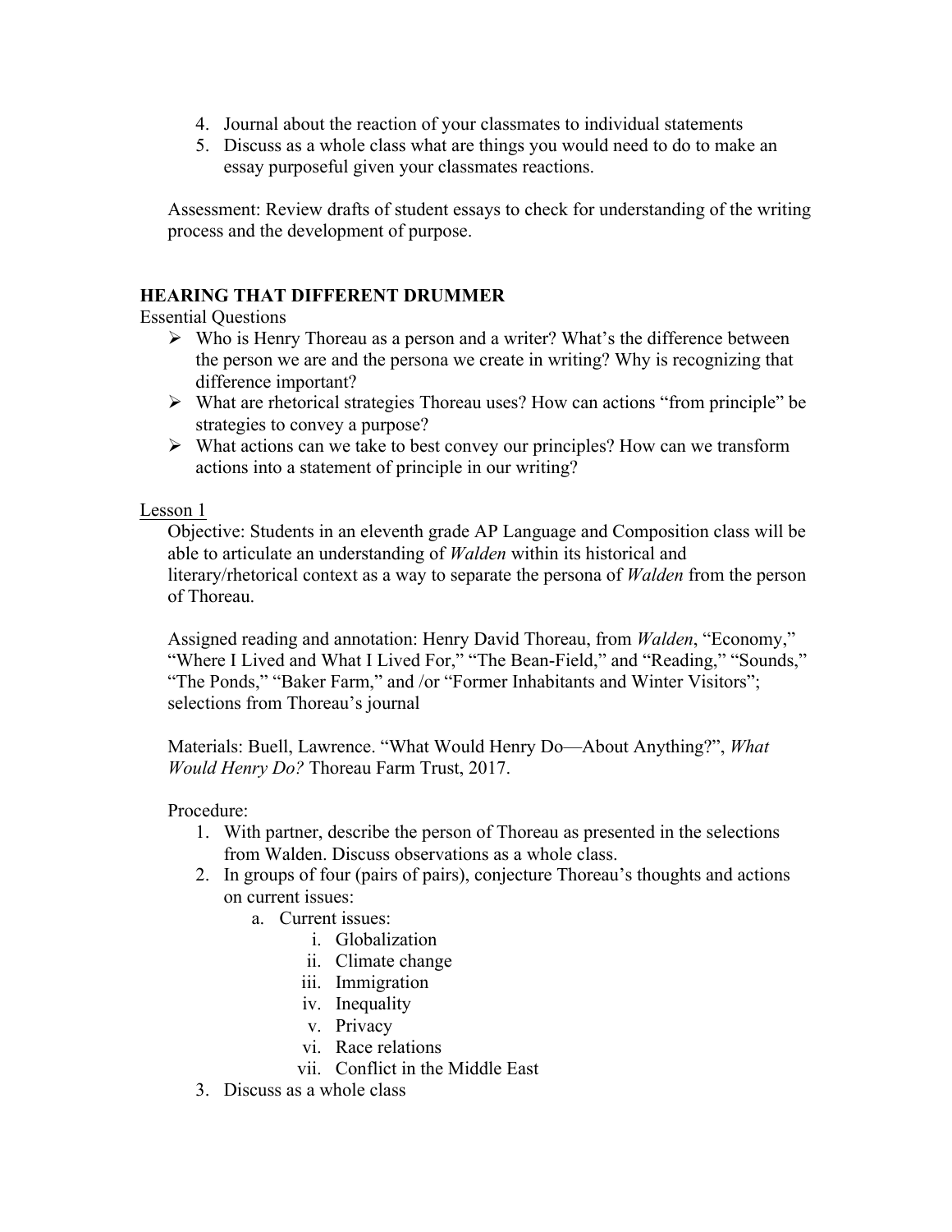4. Journal about the reaction of your classmates to individual statements
5. Discuss as a whole class what are things you would need to do to make an essay purposeful given your classmates reactions.

Assessment: Review drafts of student essays to check for understanding of the writing process and the development of purpose.

## HEARING THAT DIFFERENT DRUMMER

Essential Questions

- Who is Henry Thoreau as a person and a writer? What's the difference between the person we are and the persona we create in writing? Why is recognizing that difference important?
- What are rhetorical strategies Thoreau uses? How can actions "from principle" be strategies to convey a purpose?
- What actions can we take to best convey our principles? How can we transform actions into a statement of principle in our writing?

Lesson 1

Objective: Students in an eleventh grade AP Language and Composition class will be able to articulate an understanding of *Walden* within its historical and literary/rhetorical context as a way to separate the persona of *Walden* from the person of Thoreau.

Assigned reading and annotation: Henry David Thoreau, from *Walden*, "Economy," "Where I Lived and What I Lived For," "The Bean-Field," and "Reading," "Sounds," "The Ponds," "Baker Farm," and /or "Former Inhabitants and Winter Visitors"; selections from Thoreau's journal

Materials: Buell, Lawrence. "What Would Henry Do—About Anything?", *What Would Henry Do?* Thoreau Farm Trust, 2017.

Procedure:

1. With partner, describe the person of Thoreau as presented in the selections from Walden. Discuss observations as a whole class.
2. In groups of four (pairs of pairs), conjecture Thoreau's thoughts and actions on current issues:
   a. Current issues:
      i. Globalization
      ii. Climate change
      iii. Immigration
      iv. Inequality
      v. Privacy
      vi. Race relations
      vii. Conflict in the Middle East
3. Discuss as a whole class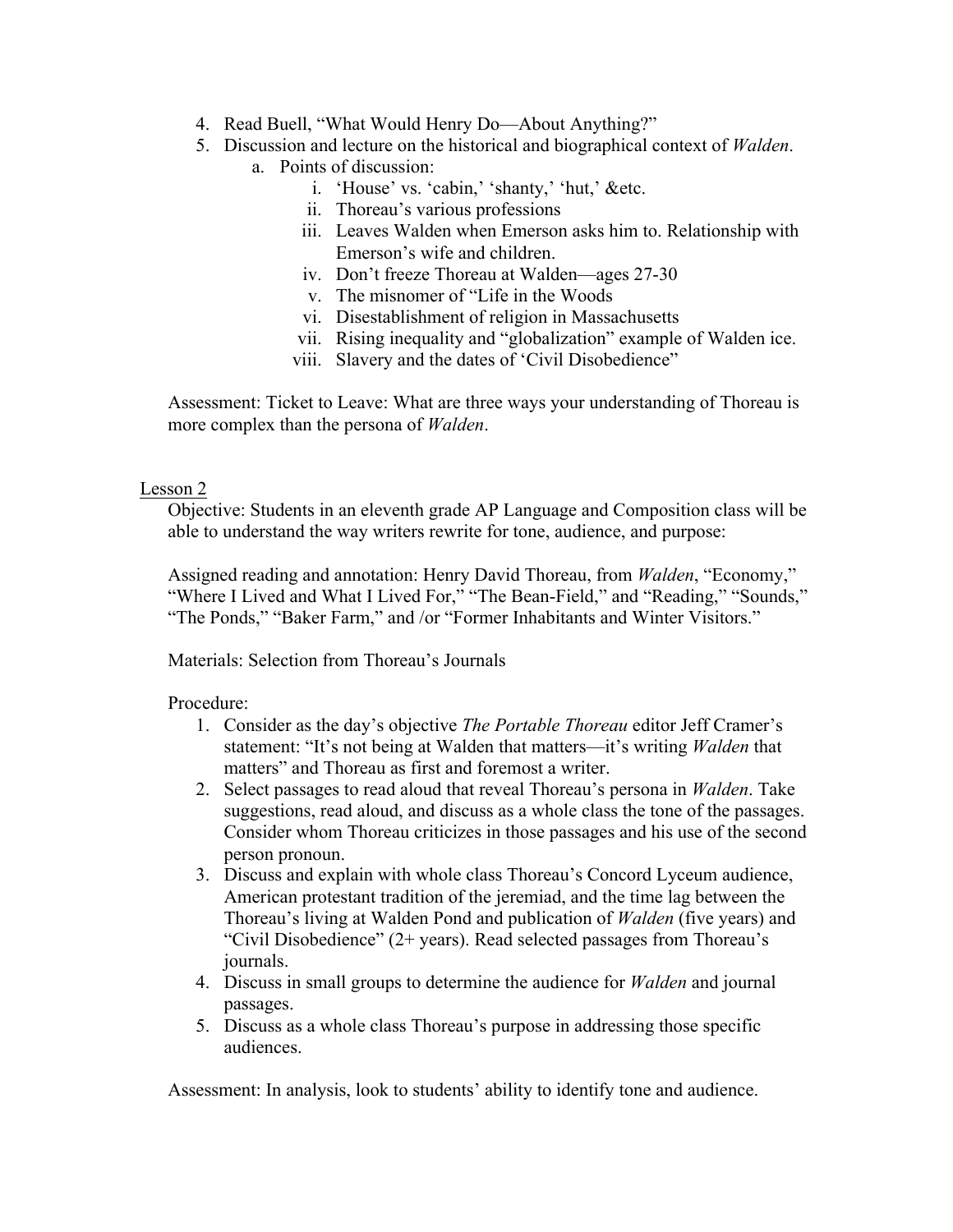4. Read Buell, "What Would Henry Do—About Anything?"
5. Discussion and lecture on the historical and biographical context of *Walden*.
   a. Points of discussion:
      i. 'House' vs. 'cabin,' 'shanty,' 'hut,' &etc.
      ii. Thoreau's various professions
      iii. Leaves Walden when Emerson asks him to. Relationship with Emerson's wife and children.
      iv. Don't freeze Thoreau at Walden—ages 27-30
      v. The misnomer of "Life in the Woods
      vi. Disestablishment of religion in Massachusetts
      vii. Rising inequality and "globalization" example of Walden ice.
      viii. Slavery and the dates of 'Civil Disobedience"

Assessment: Ticket to Leave: What are three ways your understanding of Thoreau is more complex than the persona of *Walden*.

<u>Lesson 2</u>

Objective: Students in an eleventh grade AP Language and Composition class will be able to understand the way writers rewrite for tone, audience, and purpose:

Assigned reading and annotation: Henry David Thoreau, from *Walden*, "Economy," "Where I Lived and What I Lived For," "The Bean-Field," and "Reading," "Sounds," "The Ponds," "Baker Farm," and /or "Former Inhabitants and Winter Visitors."

Materials: Selection from Thoreau's Journals

Procedure:

1. Consider as the day's objective *The Portable Thoreau* editor Jeff Cramer's statement: "It's not being at Walden that matters—it's writing *Walden* that matters" and Thoreau as first and foremost a writer.
2. Select passages to read aloud that reveal Thoreau's persona in *Walden*. Take suggestions, read aloud, and discuss as a whole class the tone of the passages. Consider whom Thoreau criticizes in those passages and his use of the second person pronoun.
3. Discuss and explain with whole class Thoreau's Concord Lyceum audience, American protestant tradition of the jeremiad, and the time lag between the Thoreau's living at Walden Pond and publication of *Walden* (five years) and "Civil Disobedience" (2+ years). Read selected passages from Thoreau's journals.
4. Discuss in small groups to determine the audience for *Walden* and journal passages.
5. Discuss as a whole class Thoreau's purpose in addressing those specific audiences.

Assessment: In analysis, look to students' ability to identify tone and audience.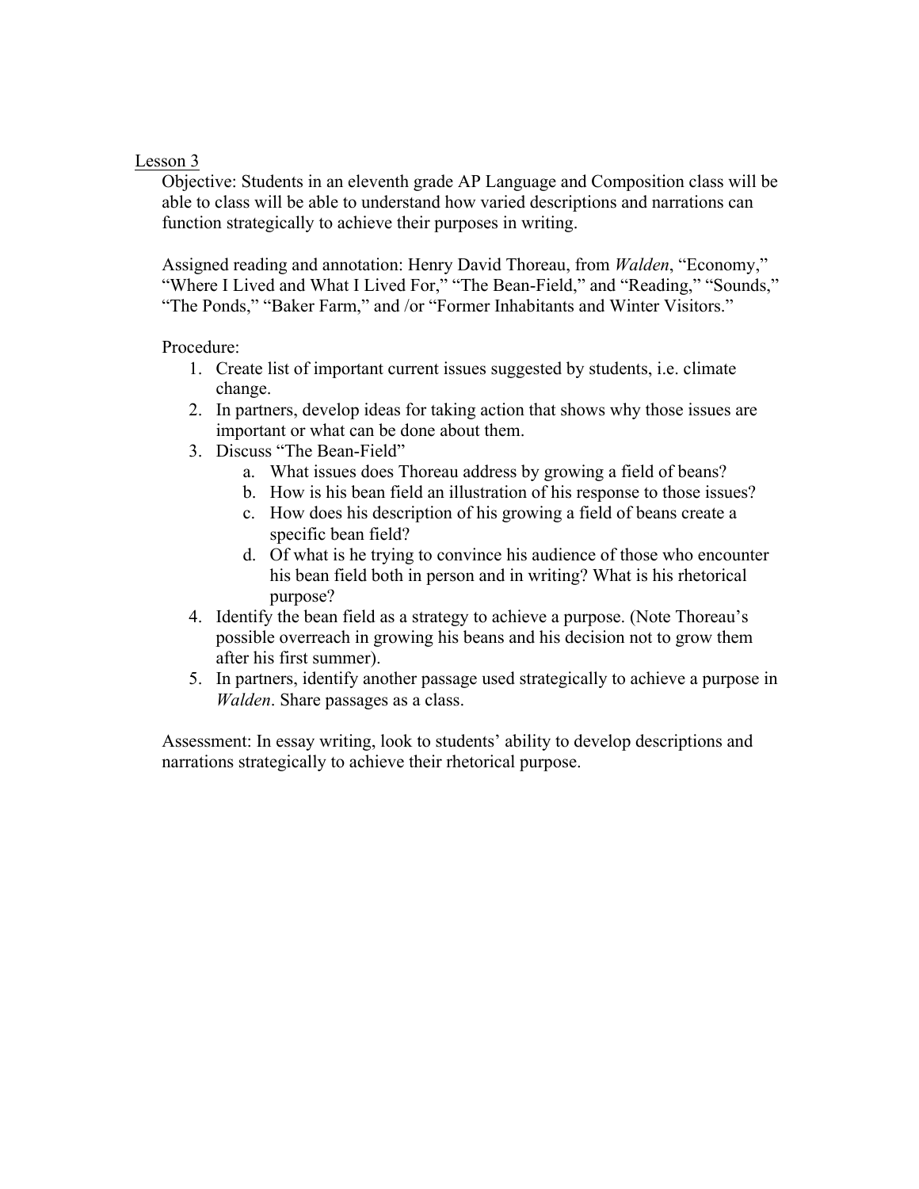Lesson 3

Objective: Students in an eleventh grade AP Language and Composition class will be able to class will be able to understand how varied descriptions and narrations can function strategically to achieve their purposes in writing.

Assigned reading and annotation: Henry David Thoreau, from *Walden*, "Economy," "Where I Lived and What I Lived For," "The Bean-Field," and "Reading," "Sounds," "The Ponds," "Baker Farm," and /or "Former Inhabitants and Winter Visitors."

Procedure:

1. Create list of important current issues suggested by students, i.e. climate change.
2. In partners, develop ideas for taking action that shows why those issues are important or what can be done about them.
3. Discuss "The Bean-Field"
   a. What issues does Thoreau address by growing a field of beans?
   b. How is his bean field an illustration of his response to those issues?
   c. How does his description of his growing a field of beans create a specific bean field?
   d. Of what is he trying to convince his audience of those who encounter his bean field both in person and in writing? What is his rhetorical purpose?
4. Identify the bean field as a strategy to achieve a purpose. (Note Thoreau's possible overreach in growing his beans and his decision not to grow them after his first summer).
5. In partners, identify another passage used strategically to achieve a purpose in *Walden*. Share passages as a class.

Assessment: In essay writing, look to students' ability to develop descriptions and narrations strategically to achieve their rhetorical purpose.